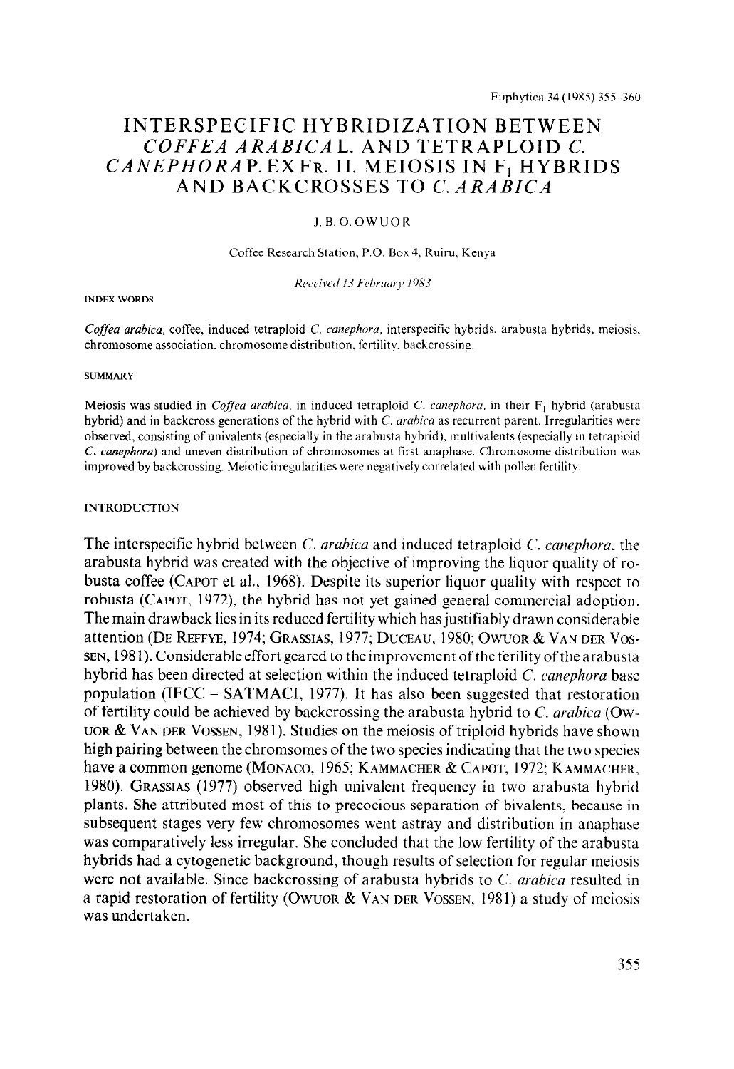# INTERSPECIFIC HYBRIDIZATION BETWEEN *COFFEA ARABICA* L. AND TETRAPLOID *C. CANEPHORA* P. EX FR. II. MEIOSIS IN $F_1$ HYBRIDS AND BACKCROSSES TO *C. ARABICA*

J. B. O. OWUOR

Coffee Research Station, P.O. Box 4, Ruiru, Kenya

*Received 13 February 1983*

INDEX WORDS

*Coffea arabica*, coffee, induced tetraploid *C. canephora*, interspecific hybrids, arabusta hybrids, meiosis, chromosome association, chromosome distribution, fertility, backcrossing.

SUMMARY

Meiosis was studied in *Coffea arabica*, in induced tetraploid *C. canephora*, in their $F_1$ hybrid (arabusta hybrid) and in backcross generations of the hybrid with *C. arabica* as recurrent parent. Irregularities were observed, consisting of univalents (especially in the arabusta hybrid), multivalents (especially in tetraploid *C. canephora*) and uneven distribution of chromosomes at first anaphase. Chromosome distribution was improved by backcrossing. Meiotic irregularities were negatively correlated with pollen fertility.

INTRODUCTION

The interspecific hybrid between *C. arabica* and induced tetraploid *C. canephora*, the arabusta hybrid was created with the objective of improving the liquor quality of robusta coffee (CAPOT et al., 1968). Despite its superior liquor quality with respect to robusta (CAPOT, 1972), the hybrid has not yet gained general commercial adoption. The main drawback lies in its reduced fertility which has justifiably drawn considerable attention (DE REFFYE, 1974; GRASSIAS, 1977; DUCEAU, 1980; OWUOR & VAN DER VOSSEN, 1981). Considerable effort geared to the improvement of the ferility of the arabusta hybrid has been directed at selection within the induced tetraploid *C. canephora* base population (IFCC – SATMACI, 1977). It has also been suggested that restoration of fertility could be achieved by backcrossing the arabusta hybrid to *C. arabica* (OWUOR & VAN DER VOSSEN, 1981). Studies on the meiosis of triploid hybrids have shown high pairing between the chromsomes of the two species indicating that the two species have a common genome (MONACO, 1965; KAMMACHER & CAPOT, 1972; KAMMACHER, 1980). GRASSIAS (1977) observed high univalent frequency in two arabusta hybrid plants. She attributed most of this to precocious separation of bivalents, because in subsequent stages very few chromosomes went astray and distribution in anaphase was comparatively less irregular. She concluded that the low fertility of the arabusta hybrids had a cytogenetic background, though results of selection for regular meiosis were not available. Since backcrossing of arabusta hybrids to *C. arabica* resulted in a rapid restoration of fertility (OWUOR & VAN DER VOSSEN, 1981) a study of meiosis was undertaken.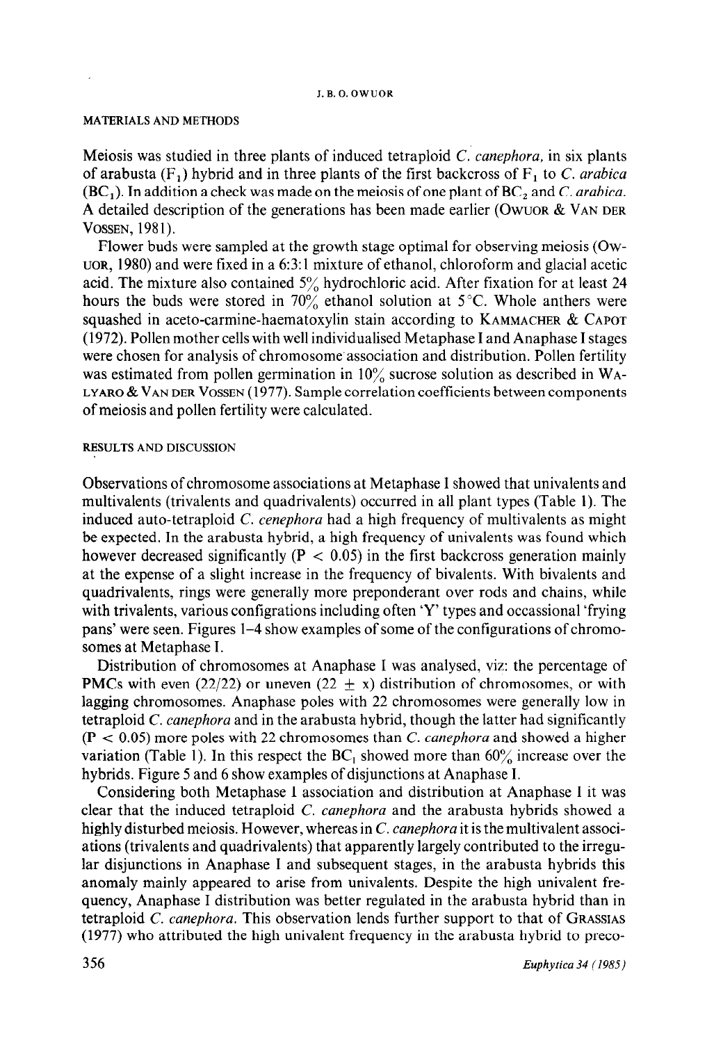## MATERIALS AND METHODS

Meiosis was studied in three plants of induced tetraploid *C. canephora*, in six plants of arabusta ($F_1$) hybrid and in three plants of the first backcross of $F_1$ to *C. arabica* ($BC_1$). In addition a check was made on the meiosis of one plant of $BC_2$ and *C. arabica*. A detailed description of the generations has been made earlier (OWUOR & VAN DER VOSSEN, 1981).

Flower buds were sampled at the growth stage optimal for observing meiosis (OWUOR, 1980) and were fixed in a 6:3:1 mixture of ethanol, chloroform and glacial acetic acid. The mixture also contained 5% hydrochloric acid. After fixation for at least 24 hours the buds were stored in 70% ethanol solution at 5°C. Whole anthers were squashed in aceto-carmine-haematoxylin stain according to KAMMACHER & CAPOT (1972). Pollen mother cells with well individualised Metaphase I and Anaphase I stages were chosen for analysis of chromosome association and distribution. Pollen fertility was estimated from pollen germination in 10% sucrose solution as described in WALYARO & VAN DER VOSSEN (1977). Sample correlation coefficients between components of meiosis and pollen fertility were calculated.

## RESULTS AND DISCUSSION

Observations of chromosome associations at Metaphase I showed that univalents and multivalents (trivalents and quadrivalents) occurred in all plant types (Table 1). The induced auto-tetraploid *C. cenephora* had a high frequency of multivalents as might be expected. In the arabusta hybrid, a high frequency of univalents was found which however decreased significantly ($P < 0.05$) in the first backcross generation mainly at the expense of a slight increase in the frequency of bivalents. With bivalents and quadrivalents, rings were generally more preponderant over rods and chains, while with trivalents, various configrations including often 'Y' types and occassional 'frying pans' were seen. Figures 1–4 show examples of some of the configurations of chromosomes at Metaphase I.

Distribution of chromosomes at Anaphase I was analysed, viz: the percentage of PMCs with even (22/22) or uneven ($22 \pm x$) distribution of chromosomes, or with lagging chromosomes. Anaphase poles with 22 chromosomes were generally low in tetraploid *C. canephora* and in the arabusta hybrid, though the latter had significantly ($P < 0.05$) more poles with 22 chromosomes than *C. canephora* and showed a higher variation (Table 1). In this respect the $BC_1$ showed more than 60% increase over the hybrids. Figure 5 and 6 show examples of disjunctions at Anaphase I.

Considering both Metaphase I association and distribution at Anaphase I it was clear that the induced tetraploid *C. canephora* and the arabusta hybrids showed a highly disturbed meiosis. However, whereas in *C. canephora* it is the multivalent associations (trivalents and quadrivalents) that apparently largely contributed to the irregular disjunctions in Anaphase I and subsequent stages, in the arabusta hybrids this anomaly mainly appeared to arise from univalents. Despite the high univalent frequency, Anaphase I distribution was better regulated in the arabusta hybrid than in tetraploid *C. canephora*. This observation lends further support to that of GRASSIAS (1977) who attributed the high univalent frequency in the arabusta hybrid to preco-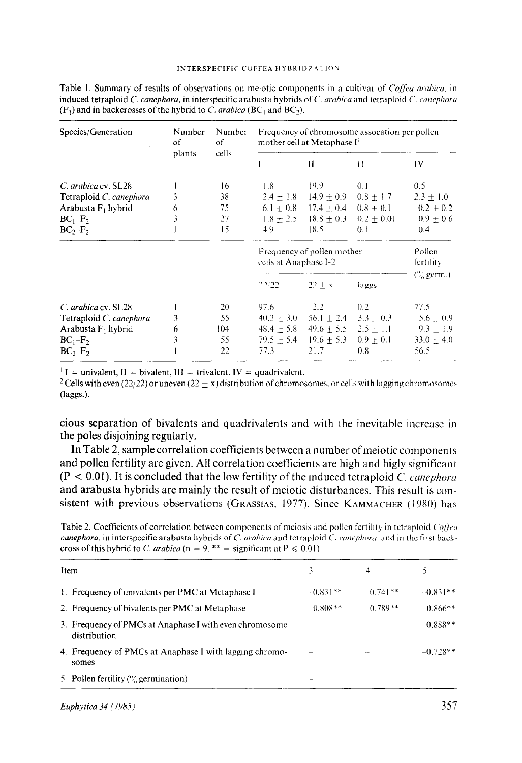Table 1. Summary of results of observations on meiotic components in a cultivar of *Coffea arabica*, in induced tetraploid *C. canephora*, in interspecific arabusta hybrids of *C. arabica* and tetraploid *C. canephora* ($F_1$) and in backcrosses of the hybrid to *C. arabica* ($BC_1$ and $BC_2$).

| Species/Generation | Number of plants | Number of cells | Frequency of chromosome assocation per pollen mother cell at Metaphase I[1] | | | |
|---|---|---|---|---|---|---|
| | | | I | II | II | IV |
| *C. arabica* cv. SL28 | 1 | 16 | 1.8 | 19.9 | 0.1 | 0.5 |
| Tetraploid *C. canephora* | 3 | 38 | 2.4 ± 1.8 | 14.9 ± 0.9 | 0.8 ± 1.7 | 2.3 ± 1.0 |
| Arabusta $F_1$ hybrid | 6 | 75 | 6.1 ± 0.8 | 17.4 ± 0.4 | 0.8 ± 0.1 | 0.2 ± 0.2 |
| $BC_1$-$F_2$ | 3 | 27 | 1.8 ± 2.5 | 18.8 ± 0.3 | 0.2 ± 0.01 | 0.9 ± 0.6 |
| $BC_2$-$F_2$ | 1 | 15 | 4.9 | 18.5 | 0.1 | 0.4 |
| | | | Frequency of pollen mother cells at Anaphase I-2 | | | Pollen fertility (% germ.) |
| | | | 22/22 | 22 ± x | laggs. | |
| *C. arabica* cv. SL28 | 1 | 20 | 97.6 | 2.2 | 0.2 | 77.5 |
| Tetraploid *C. canephora* | 3 | 55 | 40.3 ± 3.0 | 56.1 ± 2.4 | 3.3 ± 0.3 | 5.6 ± 0.9 |
| Arabusta $F_1$ hybrid | 6 | 104 | 48.4 ± 5.8 | 49.6 ± 5.5 | 2.5 ± 1.1 | 9.3 ± 1.9 |
| $BC_1$-$F_2$ | 3 | 55 | 79.5 ± 5.4 | 19.6 ± 5.3 | 0.9 ± 0.1 | 33.0 ± 4.0 |
| $BC_2$-$F_2$ | 1 | 22 | 77.3 | 21.7 | 0.8 | 56.5 |

[1] I = univalent, II = bivalent, III = trivalent, IV = quadrivalent.
[2] Cells with even (22/22) or uneven (22 ± x) distribution of chromosomes, or cells with lagging chromosomes (laggs.).

cious separation of bivalents and quadrivalents and with the inevitable increase in the poles disjoining regularly.

In Table 2, sample correlation coefficients between a number of meiotic components and pollen fertility are given. All correlation coefficients are high and higly significant ($P < 0.01$). It is concluded that the low fertility of the induced tetraploid *C. canephora* and arabusta hybrids are mainly the result of meiotic disturbances. This result is consistent with previous observations (GRASSIAS, 1977). Since KAMMACHER (1980) has

Table 2. Coefficients of correlation between components of meiosis and pollen fertility in tetraploid *Coffea canephora*, in interspecific arabusta hybrids of *C. arabica* and tetraploid *C. canephora*, and in the first backcross of this hybrid to *C. arabica* ($n = 9$, ** = significant at $P \leq 0.01$)

| Item | 3 | 4 | 5 |
|---|---|---|---|
| 1. Frequency of univalents per PMC at Metaphase I | -0.831** | 0.741** | -0.831** |
| 2. Frequency of bivalents per PMC at Metaphase | 0.808** | -0.789** | 0.866** |
| 3. Frequency of PMCs at Anaphase I with even chromosome distribution | – | – | 0.888** |
| 4. Frequency of PMCs at Anaphase I with lagging chromosomes | – | – | -0.728** |
| 5. Pollen fertility (% germination) | – | – | |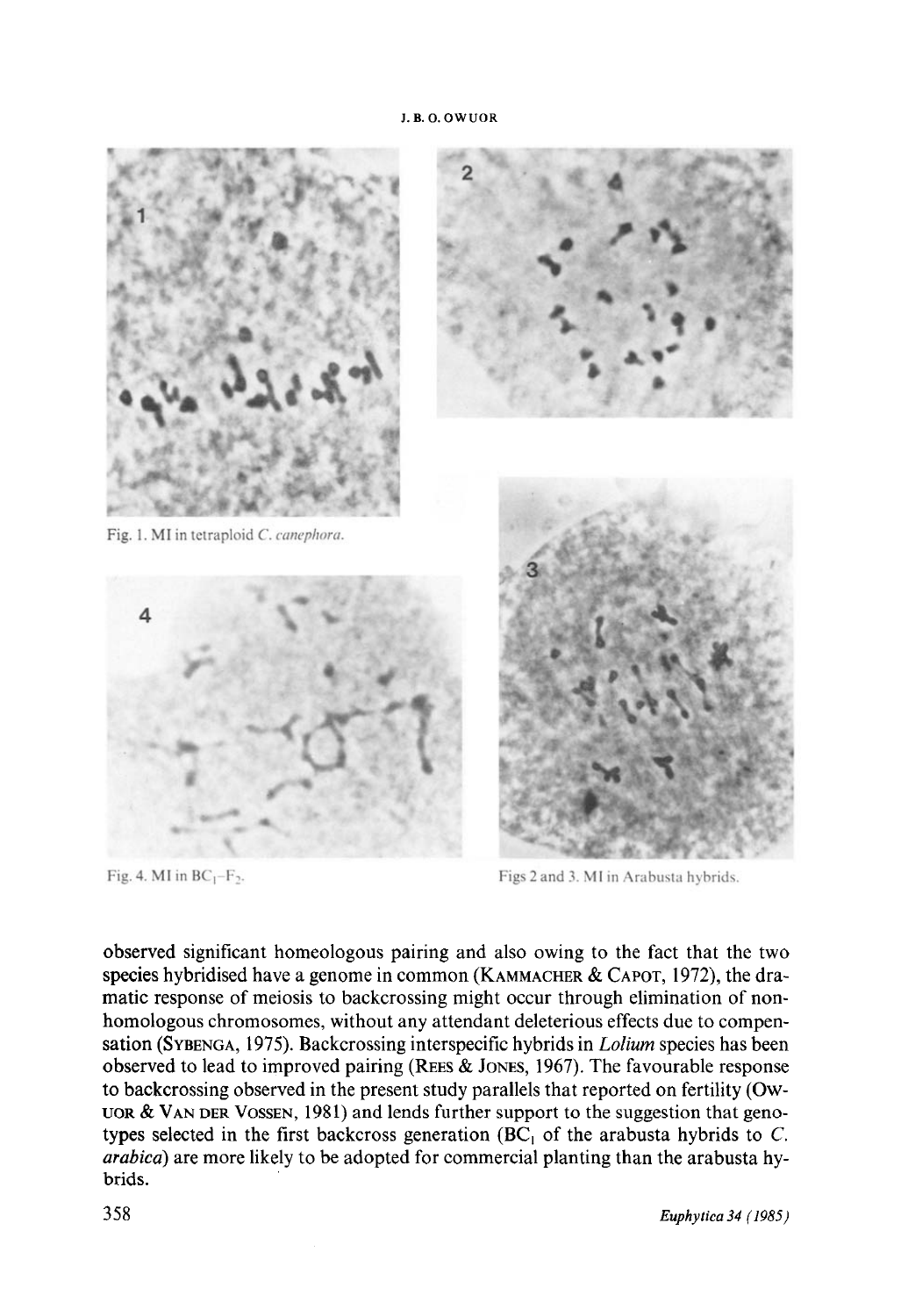Fig. 1. MI in tetraploid *C. canephora*.

Fig. 4. MI in $BC_1$–$F_2$.

Figs 2 and 3. MI in Arabusta hybrids.

observed significant homeologous pairing and also owing to the fact that the two species hybridised have a genome in common (KAMMACHER & CAPOT, 1972), the dramatic response of meiosis to backcrossing might occur through elimination of non-homologous chromosomes, without any attendant deleterious effects due to compensation (SYBENGA, 1975). Backcrossing interspecific hybrids in *Lolium* species has been observed to lead to improved pairing (REES & JONES, 1967). The favourable response to backcrossing observed in the present study parallels that reported on fertility (OWUOR & VAN DER VOSSEN, 1981) and lends further support to the suggestion that genotypes selected in the first backcross generation ($BC_1$ of the arabusta hybrids to *C. arabica*) are more likely to be adopted for commercial planting than the arabusta hybrids.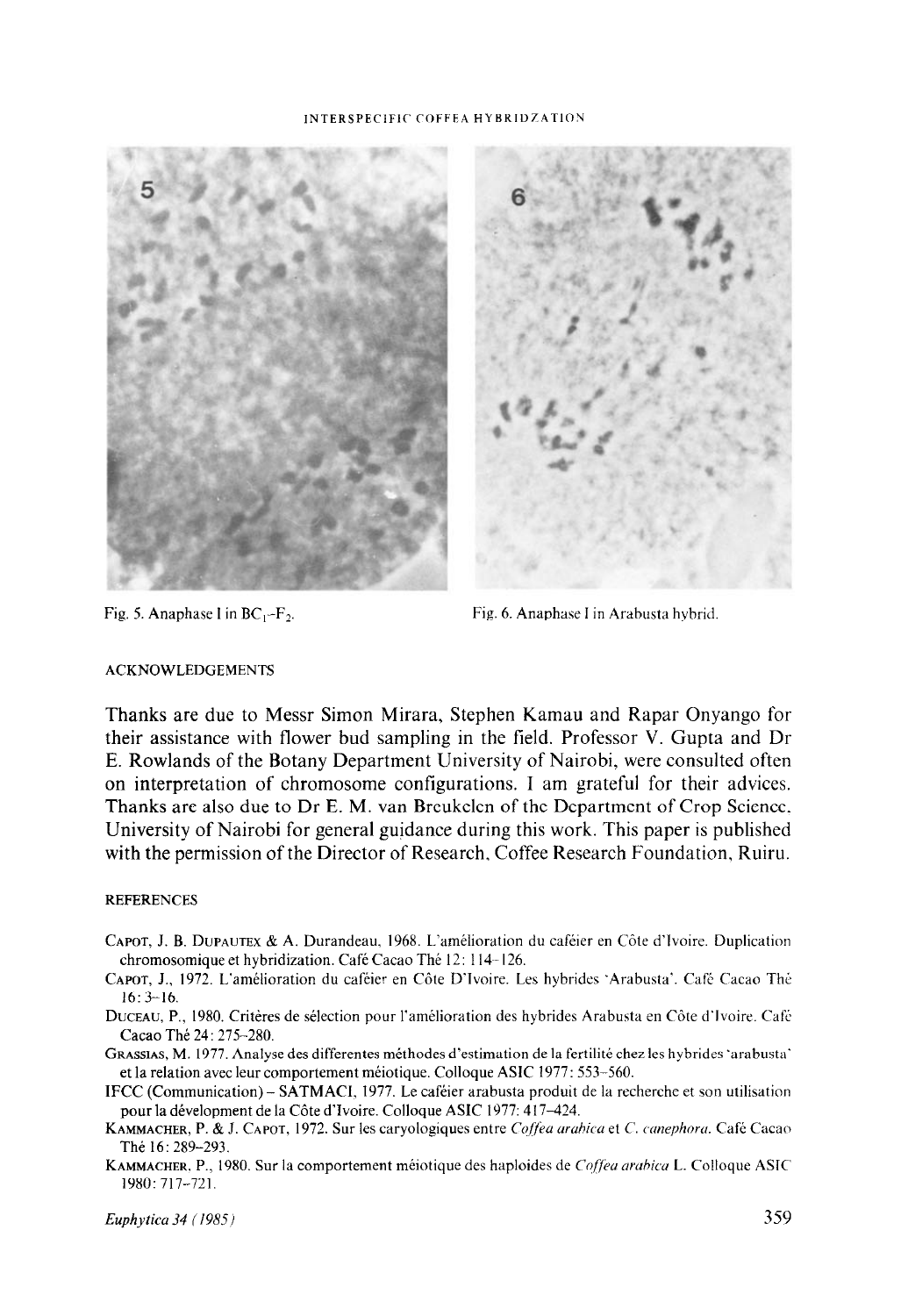Fig. 5. Anaphase I in $BC_1$–$F_2$.

Fig. 6. Anaphase I in Arabusta hybrid.

## ACKNOWLEDGEMENTS

Thanks are due to Messr Simon Mirara, Stephen Kamau and Rapar Onyango for their assistance with flower bud sampling in the field. Professor V. Gupta and Dr E. Rowlands of the Botany Department University of Nairobi, were consulted often on interpretation of chromosome configurations. I am grateful for their advices. Thanks are also due to Dr E. M. van Breukelen of the Department of Crop Science, University of Nairobi for general guidance during this work. This paper is published with the permission of the Director of Research, Coffee Research Foundation, Ruiru.

## REFERENCES

Capot, J. B. Dupautex & A. Durandeau, 1968. L'amélioration du caféier en Côte d'Ivoire. Duplication chromosomique et hybridization. Café Cacao Thé 12: 114–126.

Capot, J., 1972. L'amélioration du caféier en Côte D'Ivoire. Les hybrides 'Arabusta'. Café Cacao Thé 16: 3–16.

Duceau, P., 1980. Critères de sélection pour l'amélioration des hybrides Arabusta en Côte d'Ivoire. Café Cacao Thé 24: 275–280.

Grassias, M. 1977. Analyse des differentes méthodes d'estimation de la fertilité chez les hybrides 'arabusta' et la relation avec leur comportement méiotique. Colloque ASIC 1977: 553–560.

IFCC (Communication) – SATMACI, 1977. Le caféier arabusta produit de la recherche et son utilisation pour la dévelopment de la Côte d'Ivoire. Colloque ASIC 1977: 417–424.

Kammacher, P. & J. Capot, 1972. Sur les caryologiques entre *Coffea arabica* et *C. canephora*. Café Cacao Thé 16: 289–293.

Kammacher, P., 1980. Sur la comportement méiotique des haploides de *Coffea arabica* L. Colloque ASIC 1980: 717–721.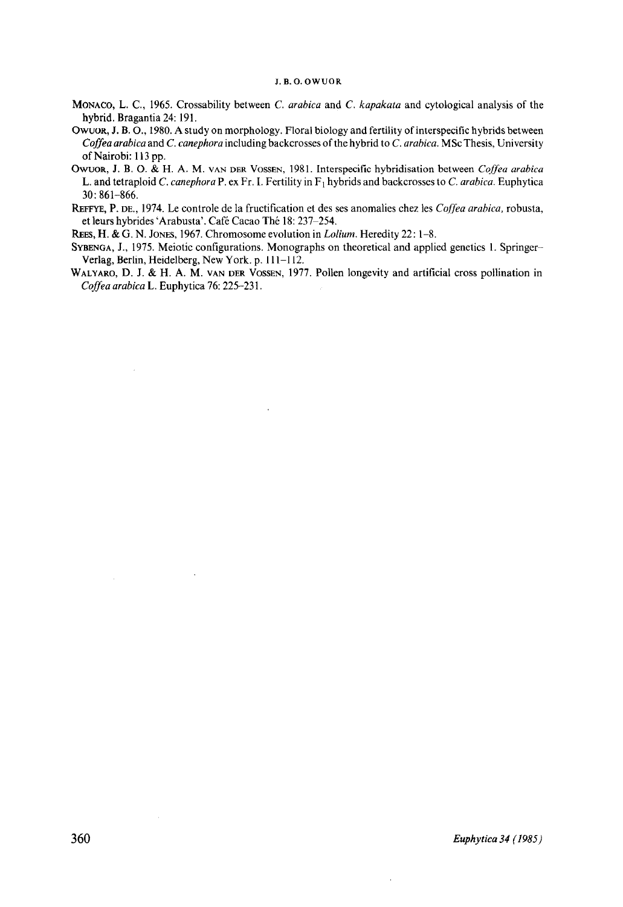Monaco, L. C., 1965. Crossability between *C. arabica* and *C. kapakata* and cytological analysis of the hybrid. Bragantia 24: 191.

Owuor, J. B. O., 1980. A study on morphology. Floral biology and fertility of interspecific hybrids between *Coffea arabica* and *C. canephora* including backcrosses of the hybrid to *C. arabica*. MSc Thesis, University of Nairobi: 113 pp.

Owuor, J. B. O. & H. A. M. van der Vossen, 1981. Interspecific hybridisation between *Coffea arabica* L. and tetraploid *C. canephora* P. ex Fr. I. Fertility in $F_1$ hybrids and backcrosses to *C. arabica*. Euphytica 30: 861–866.

Reffye, P. de., 1974. Le controle de la fructification et des ses anomalies chez les *Coffea arabica*, robusta, et leurs hybrides 'Arabusta'. Café Cacao Thé 18: 237–254.

Rees, H. & G. N. Jones, 1967. Chromosome evolution in *Lolium*. Heredity 22: 1–8.

Sybenga, J., 1975. Meiotic configurations. Monographs on theoretical and applied genetics 1. Springer-Verlag, Berlin, Heidelberg, New York. p. 111–112.

Walyaro, D. J. & H. A. M. van der Vossen, 1977. Pollen longevity and artificial cross pollination in *Coffea arabica* L. Euphytica 76: 225–231.